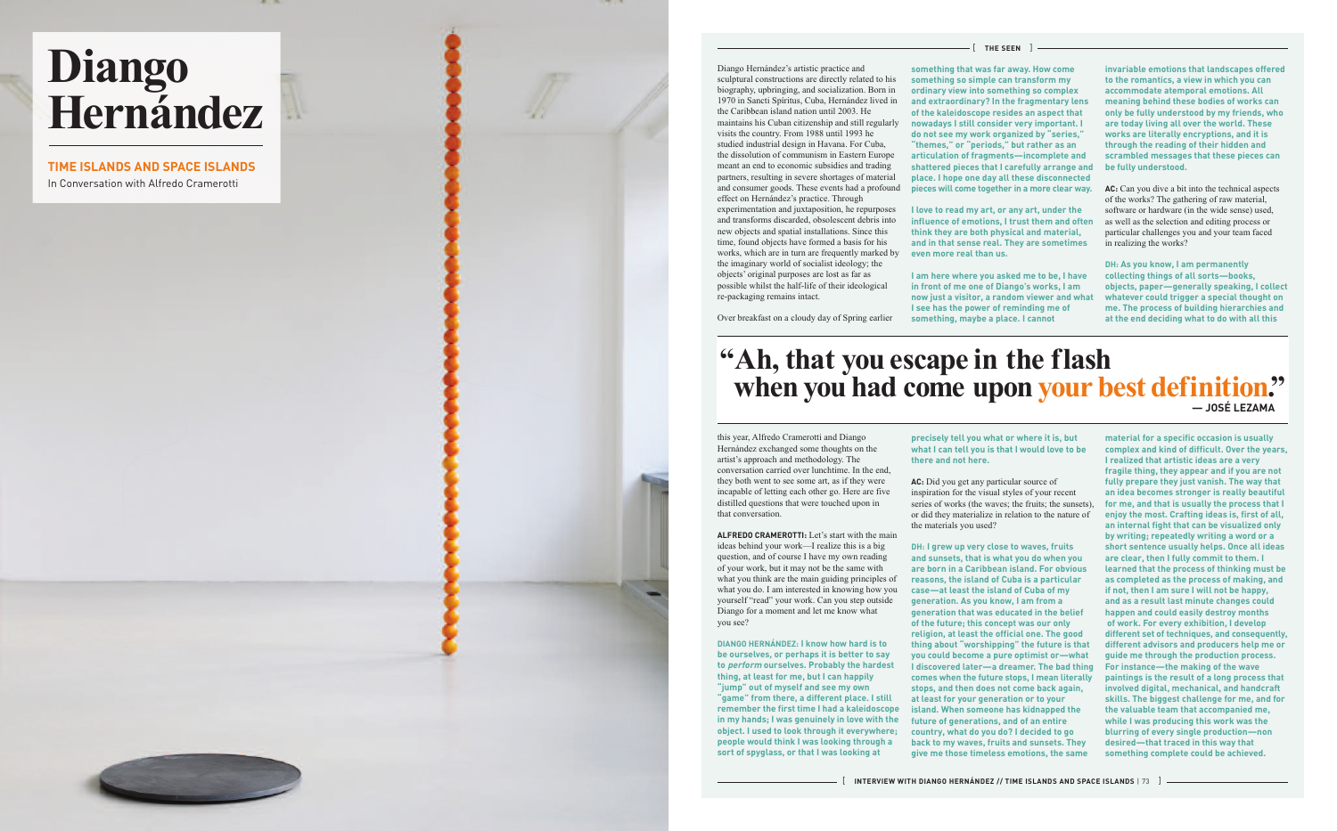# Diango Hernández

## TIME ISLANDS AND SPACE ISLANDS

In Conversation with Alfredo Cramerotti

Diango Hernández's artistic practice and sculptural constructions are directly related to his biography, upbringing, and socialization. Born in 1970 in Sancti Spíritus, Cuba, Hernández lived in the Caribbean island nation until 2003. He maintains his Cuban citizenship and still regularly visits the country. From 1988 until 1993 he studied industrial design in Havana. For Cuba, the dissolution of communism in Eastern Europe meant an end to economic subsidies and trading partners, resulting in severe shortages of material and consumer goods. These events had a profound effect on Hernández's practice. Through experimentation and juxtaposition, he repurposes and transforms discarded, obsolescent debris into new objects and spatial installations. Since this time, found objects have formed a basis for his works, which are in turn are frequently marked by the imaginary world of socialist ideology; the objects' original purposes are lost as far as possible whilst the half-life of their ideological re-packaging remains intact.

Over breakfast on a cloudy day of Spring earlier this year, Alfredo Cramerotti and Diango Hernández exchanged some thoughts on the artist's approach and methodology. The conversation carried over lunchtime. In the end, they both went to see some art, as if they were incapable of letting each other go. Here are five distilled questions that were touched upon in that conversation.

**ALFREDO CRAMEROTTI:** Let's start with the main ideas behind your work—I realize this is a big question, and of course I have my own when reading of your work, but it may not be the same with what you think are the main guiding principles of what you do. I am interested in knowing how you yourself "read" your work. Can you step outside Diango for a moment and let me know what you see?

**DIANGO HERNÁNDEZ: I know how hard is to be ourselves, or perhaps it is better to say to *perform* ourselves. Probably the hardest thing, at least for me, but I can happily "jump" out of myself and see my own "game" from there, a different place. I still remember the first time I had a kaleidoscope in my hands; I was genuinely in love with the object. I used to look through it everywhere; people would think I was looking through a sort of spyglass, or that I was looking at something that was far away. How come something so simple can transform my ordinary view into something so complex and extraordinary? In the fragmentary lens of the kaleidoscope resides an aspect that nowadays I still consider very important. I do not see my work organized by "series," "themes," or "periods," but rather as an articulation of fragments—incomplete and shattered pieces that I carefully arrange and place. I hope one day all these disconnected pieces will come together in a more clear way.**

**I love to read my art, or any art, under the influence of emotions, I trust them and often think they are both physical and material, and in that sense real. They are sometimes even more real than us.**

**I am here where you asked me to be, I have in front of me one of Diango's works, I am now just a visitor, a random viewer and what I see has the power of reminding me of something, maybe a place. I cannot precisely tell you what or where it is, but what I can tell you is that I would love to be there and not here.**

> **"Ah, that you escape in the flash when you had come upon your best definition."**
> **— JOSÉ LEZAMA**

**AC:** Did you get any particular source of inspiration for the visual styles of your recent series of works (the waves; the fruits; the sunsets), or did they materialize in relation to the nature of the materials you used?

**DH: I grew up very close to waves, fruits and sunsets, that is what you do when you are born in a Caribbean island. For obvious reasons, the island of Cuba is a particular case—at least the island of Cuba of my generation. As you know, I am from a generation that was educated in the belief of the future; this concept was our only religion, at least the official one. The good thing about "worshipping" the future is that you could become a pure optimist or—what I discovered later—a dreamer. The bad thing comes when the future stops, I mean literally stops, and then does not come back again, at least for your generation or to your island. When someone has kidnapped the future of generations, and of an entire country, what do you do? I decided to go back to my waves, fruits and sunsets. They give me those timeless emotions, the same invariable emotions that landscapes offered to the romantics, a view in which you can accommodate atemporal emotions. All meaning behind these bodies of works can only be fully understood by my friends, who are today living all over the world. These works are literally encryptions, and it is through the reading of their hidden and scrambled messages that these pieces can be fully understood.**

**AC:** Can you dive a bit into the technical aspects of the works? The gathering of raw material, software or hardware (in the wide sense) used, as well as the selection and editing process or particular challenges you and your team faced in realizing the works?

**DH: As you know, I am permanently collecting things of all sorts—books, objects, paper—generally speaking, I collect whatever could trigger a special thought on me. The process of building hierarchies and at the end deciding what to do with all this material for a specific occasion is usually complex and kind of difficult. Over the years, I realized that artistic ideas are a very fragile thing, they appear and if you are not fully prepare they just vanish. The way that an idea becomes stronger is really beautiful for me, and that is usually the process that I enjoy the most. Crafting ideas is, first of all, an internal fight that can be visualized only by writing; repeatedly writing a word or a short sentence usually helps. Once all ideas are clear, then I fully commit to them. I learned that the process of thinking must be as completed as the process of making, and if not, then I am sure I will not be happy, and as a result last minute changes could happen and could easily destroy months of work. For every exhibition, I develop different set of techniques, and consequently, different advisors and producers help me or guide me through the production process. For instance—the making of the wave paintings is the result of a long process that involved digital, mechanical, and handcraft skills. The biggest challenge for me, and for the valuable team that accompanied me, while I was producing this work was the blurring of every single production—non desired—that traced in this way that something complete could be achieved.**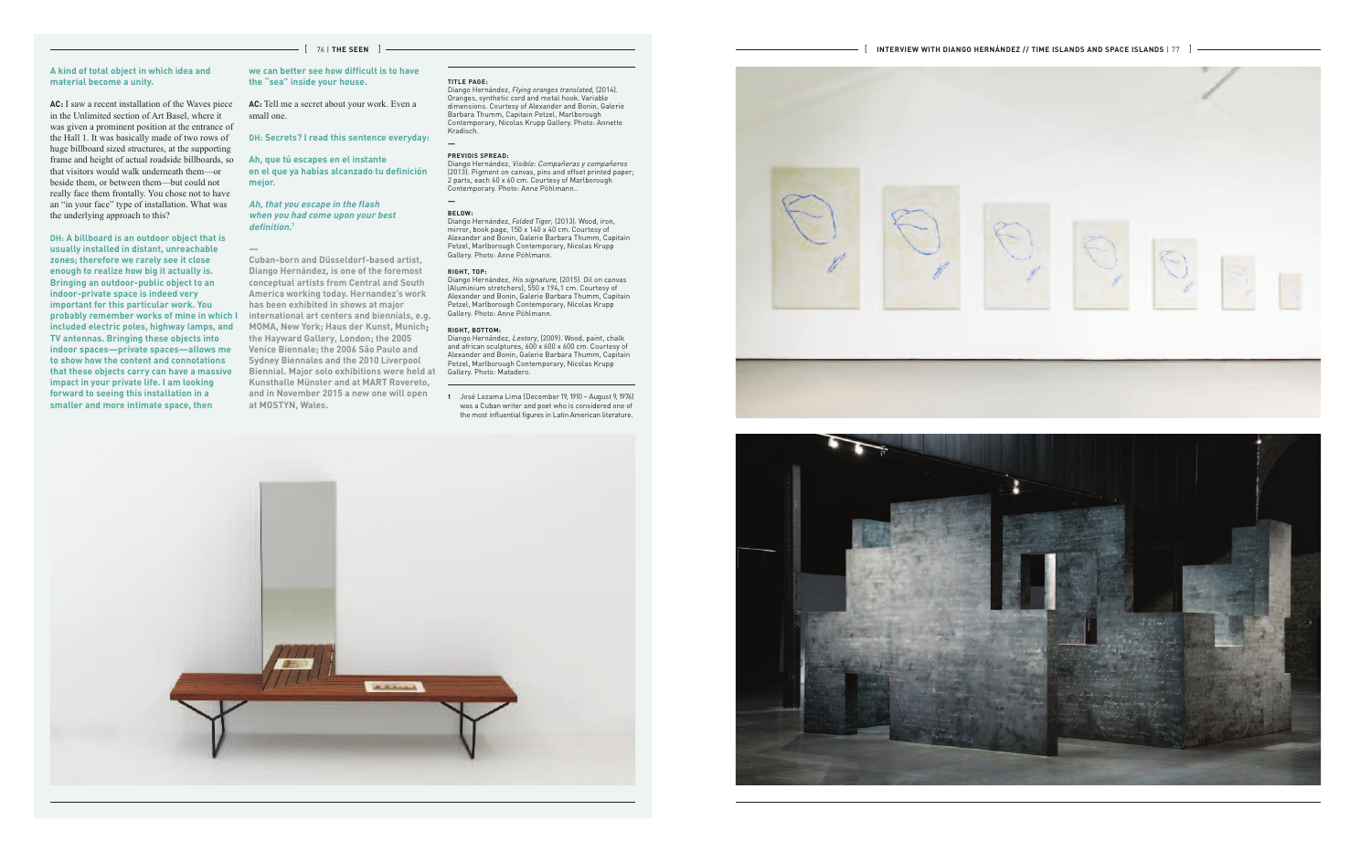**A kind of total object in which idea and material become a unity.**

**AC:** I saw a recent installation of the Waves piece in the Unlimited section of Art Basel, where it was given a prominent position at the entrance of the Hall 1. It was basically made of two rows of huge billboard sized structures, at the supporting frame and height of actual roadside billboards, so that visitors would walk underneath them—or beside them, or between them—but could not really face them frontally. You chose not to have an "in your face" type of installation. What was the underlying approach to this?

**DH: A billboard is an outdoor object that is usually installed in distant, unreachable zones; therefore we rarely see it close enough to realize how big it actually is. Bringing an outdoor-public object to an indoor-private space is indeed very important for this particular work. You probably remember works of mine in which I included electric poles, highway lamps, and TV antennas. Bringing these objects into indoor spaces—private spaces—allows me to show how the content and connotations that these objects carry can have a massive impact in your private life. I am looking forward to seeing this installation in a smaller and more intimate space, then we can better see how difficult is to have the "sea" inside your house.**

**AC:** Tell me a secret about your work. Even a small one.

**DH: Secrets? I read this sentence everyday:**

**Ah, que tú escapes en el instante en el que ya habías alcanzado tu definición mejor.**

***Ah, that you escape in the flash when you had come upon your best definition.*[1]**

—

**Cuban-born and Düsseldorf-based artist, Diango Hernández, is one of the foremost conceptual artists from Central and South America working today. Hernandez's work has been exhibited in shows at major international art centers and biennials, e.g. MOMA, New York; Haus der Kunst, Munich; the Hayward Gallery, London; the 2005 Venice Biennale; the 2006 São Paulo and Sydney Biennales and the 2010 Liverpool Biennial. Major solo exhibitions were held at Kunsthalle Münster and at MART Rovereto, and in November 2015 a new one will open at MOSTYN, Wales.**

**TITLE PAGE:**
Diango Hernández, *Flying oranges translated*, (2014). Oranges, synthetic cord and metal hook. Variable dimensions. Courtesy of Alexander and Bonin, Galerie Barbara Thumm, Capitain Petzel, Marlborough Contemporary, Nicolas Krupp Gallery. Photo: Annette Kradisch.

—

**PREVIOIS SPREAD:**
Diango Hernández, *Visible: Compañeras y compañeros* (2013). Pigment on canvas, pins and offset printed paper; 2 parts, each 60 x 60 cm. Courtesy of Marlborough Contemporary. Photo: Anne Pöhlmann..

—

**BELOW:**
Diango Hernández, *Folded Tiger*, (2013). Wood, iron, mirror, book page, 150 x 140 x 40 cm. Courtesy of Alexander and Bonin, Galerie Barbara Thumm, Capitain Petzel, Marlborough Contemporary, Nicolas Krupp Gallery. Photo: Anne Pöhlmann.

**RIGHT, TOP:**
Diango Hernández, *His signature*, (2015). Oil on canvas (Aluminium stretchers), 550 x 194,1 cm. Courtesy of Alexander and Bonin, Galerie Barbara Thumm, Capitain Petzel, Marlborough Contemporary, Nicolas Krupp Gallery. Photo: Anne Pöhlmann.

**RIGHT, BOTTOM:**
Diango Hernández, *Lestory*, (2009). Wood, paint, chalk and african sculptures, 600 x 600 x 600 cm. Courtesy of Alexander and Bonin, Galerie Barbara Thumm, Capitain Petzel, Marlborough Contemporary, Nicolas Krupp Gallery. Photo: Matadero.

1 José Lezama Lima (December 19, 1910 – August 9, 1976) was a Cuban writer and poet who is considered one of the most influential figures in Latin American literature.